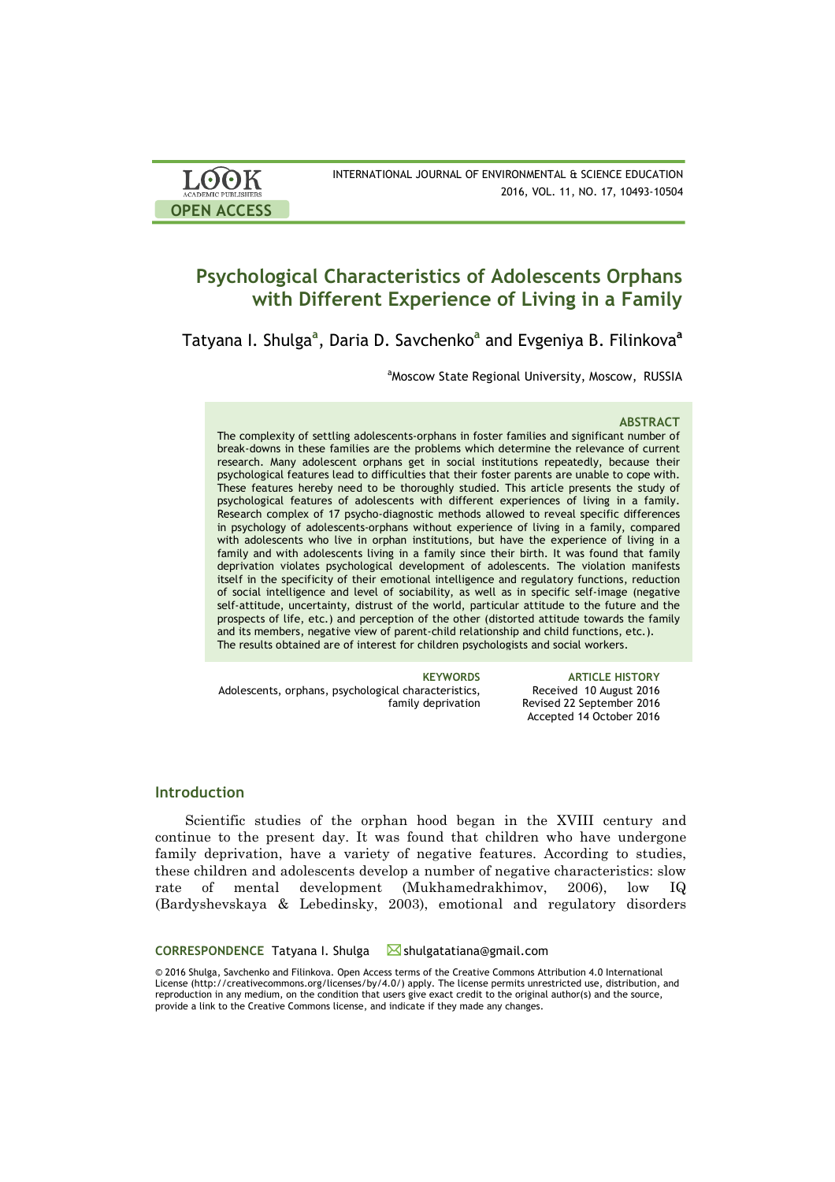# Psychological Characteristics of Adolescents Orphans with Different Experience of Living in a Family

Tatyana I. Shulga[a], Daria D. Savchenko[a] and Evgeniya B. Filinkova[a]

[a]Moscow State Regional University, Moscow, RUSSIA

### ABSTRACT

The complexity of settling adolescents-orphans in foster families and significant number of break-downs in these families are the problems which determine the relevance of current research. Many adolescent orphans get in social institutions repeatedly, because their psychological features lead to difficulties that their foster parents are unable to cope with. These features hereby need to be thoroughly studied. This article presents the study of psychological features of adolescents with different experiences of living in a family. Research complex of 17 psycho-diagnostic methods allowed to reveal specific differences in psychology of adolescents-orphans without experience of living in a family, compared with adolescents who live in orphan institutions, but have the experience of living in a family and with adolescents living in a family since their birth. It was found that family deprivation violates psychological development of adolescents. The violation manifests itself in the specificity of their emotional intelligence and regulatory functions, reduction of social intelligence and level of sociability, as well as in specific self-image (negative self-attitude, uncertainty, distrust of the world, particular attitude to the future and the prospects of life, etc.) and perception of the other (distorted attitude towards the family and its members, negative view of parent-child relationship and child functions, etc.).
The results obtained are of interest for children psychologists and social workers.

**KEYWORDS**
Adolescents, orphans, psychological characteristics, family deprivation

**ARTICLE HISTORY**
Received 10 August 2016
Revised 22 September 2016
Accepted 14 October 2016

## Introduction

Scientific studies of the orphan hood began in the XVIII century and continue to the present day. It was found that children who have undergone family deprivation, have a variety of negative features. According to studies, these children and adolescents develop a number of negative characteristics: slow rate of mental development (Mukhamedrakhimov, 2006), low IQ (Bardyshevskaya & Lebedinsky, 2003), emotional and regulatory disorders

**CORRESPONDENCE** Tatyana I. Shulga shulgatatiana@gmail.com

© 2016 Shulga, Savchenko and Filinkova. Open Access terms of the Creative Commons Attribution 4.0 International License (http://creativecommons.org/licenses/by/4.0/) apply. The license permits unrestricted use, distribution, and reproduction in any medium, on the condition that users give exact credit to the original author(s) and the source, provide a link to the Creative Commons license, and indicate if they made any changes.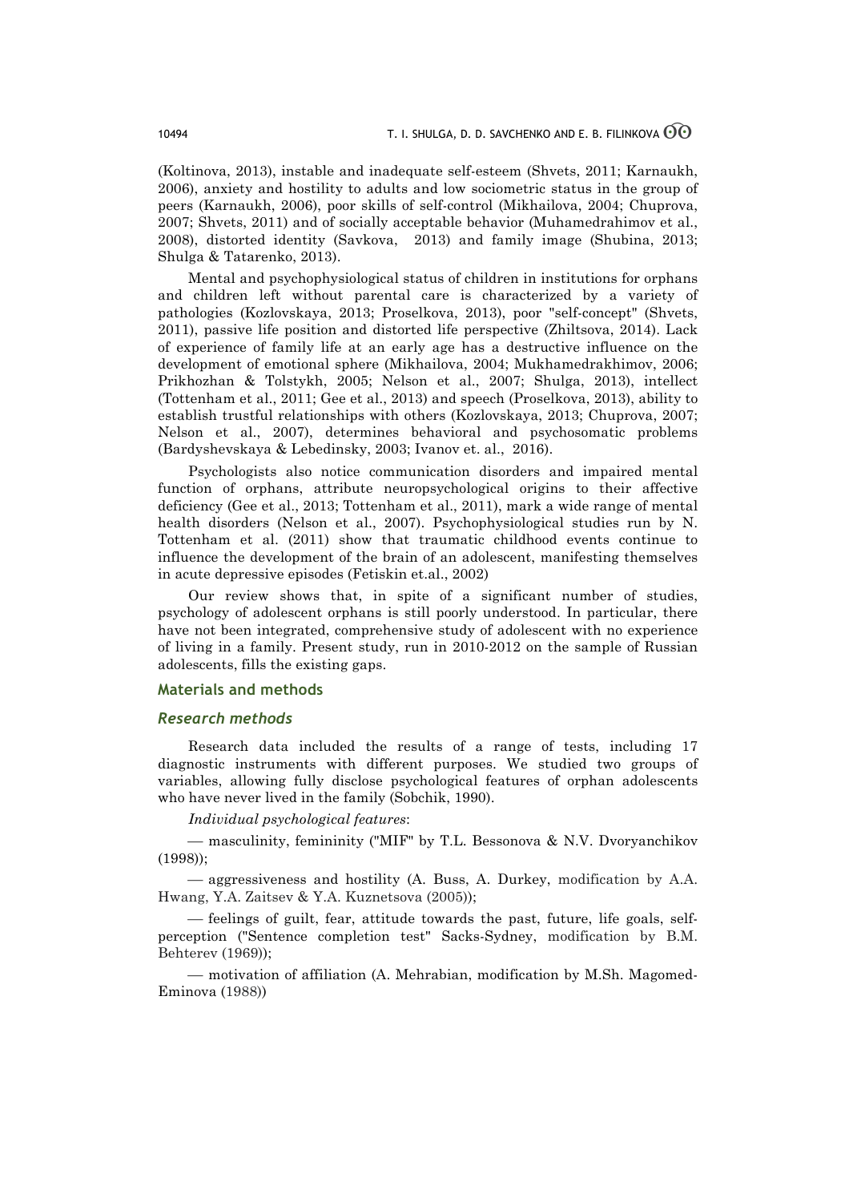(Koltinova, 2013), instable and inadequate self-esteem (Shvets, 2011; Karnaukh, 2006), anxiety and hostility to adults and low sociometric status in the group of peers (Karnaukh, 2006), poor skills of self-control (Mikhailova, 2004; Chuprova, 2007; Shvets, 2011) and of socially acceptable behavior (Muhamedrahimov et al., 2008), distorted identity (Savkova, 2013) and family image (Shubina, 2013; Shulga & Tatarenko, 2013).

Mental and psychophysiological status of children in institutions for orphans and children left without parental care is characterized by a variety of pathologies (Kozlovskaya, 2013; Proselkova, 2013), poor "self-concept" (Shvets, 2011), passive life position and distorted life perspective (Zhiltsova, 2014). Lack of experience of family life at an early age has a destructive influence on the development of emotional sphere (Mikhailova, 2004; Mukhamedrakhimov, 2006; Prikhozhan & Tolstykh, 2005; Nelson et al., 2007; Shulga, 2013), intellect (Tottenham et al., 2011; Gee et al., 2013) and speech (Proselkova, 2013), ability to establish trustful relationships with others (Kozlovskaya, 2013; Chuprova, 2007; Nelson et al., 2007), determines behavioral and psychosomatic problems (Bardyshevskaya & Lebedinsky, 2003; Ivanov et. al., 2016).

Psychologists also notice communication disorders and impaired mental function of orphans, attribute neuropsychological origins to their affective deficiency (Gee et al., 2013; Tottenham et al., 2011), mark a wide range of mental health disorders (Nelson et al., 2007). Psychophysiological studies run by N. Tottenham et al. (2011) show that traumatic childhood events continue to influence the development of the brain of an adolescent, manifesting themselves in acute depressive episodes (Fetiskin et.al., 2002)

Our review shows that, in spite of a significant number of studies, psychology of adolescent orphans is still poorly understood. In particular, there have not been integrated, comprehensive study of adolescent with no experience of living in a family. Present study, run in 2010-2012 on the sample of Russian adolescents, fills the existing gaps.

## Materials and methods

### Research methods

Research data included the results of a range of tests, including 17 diagnostic instruments with different purposes. We studied two groups of variables, allowing fully disclose psychological features of orphan adolescents who have never lived in the family (Sobchik, 1990).

*Individual psychological features*:

— masculinity, femininity ("MIF" by T.L. Bessonova & N.V. Dvoryanchikov (1998));

— aggressiveness and hostility (A. Buss, A. Durkey, modification by A.A. Hwang, Y.A. Zaitsev & Y.A. Kuznetsova (2005));

— feelings of guilt, fear, attitude towards the past, future, life goals, self-perception ("Sentence completion test" Sacks-Sydney, modification by B.M. Behterev (1969));

— motivation of affiliation (A. Mehrabian, modification by M.Sh. Magomed-Eminova (1988))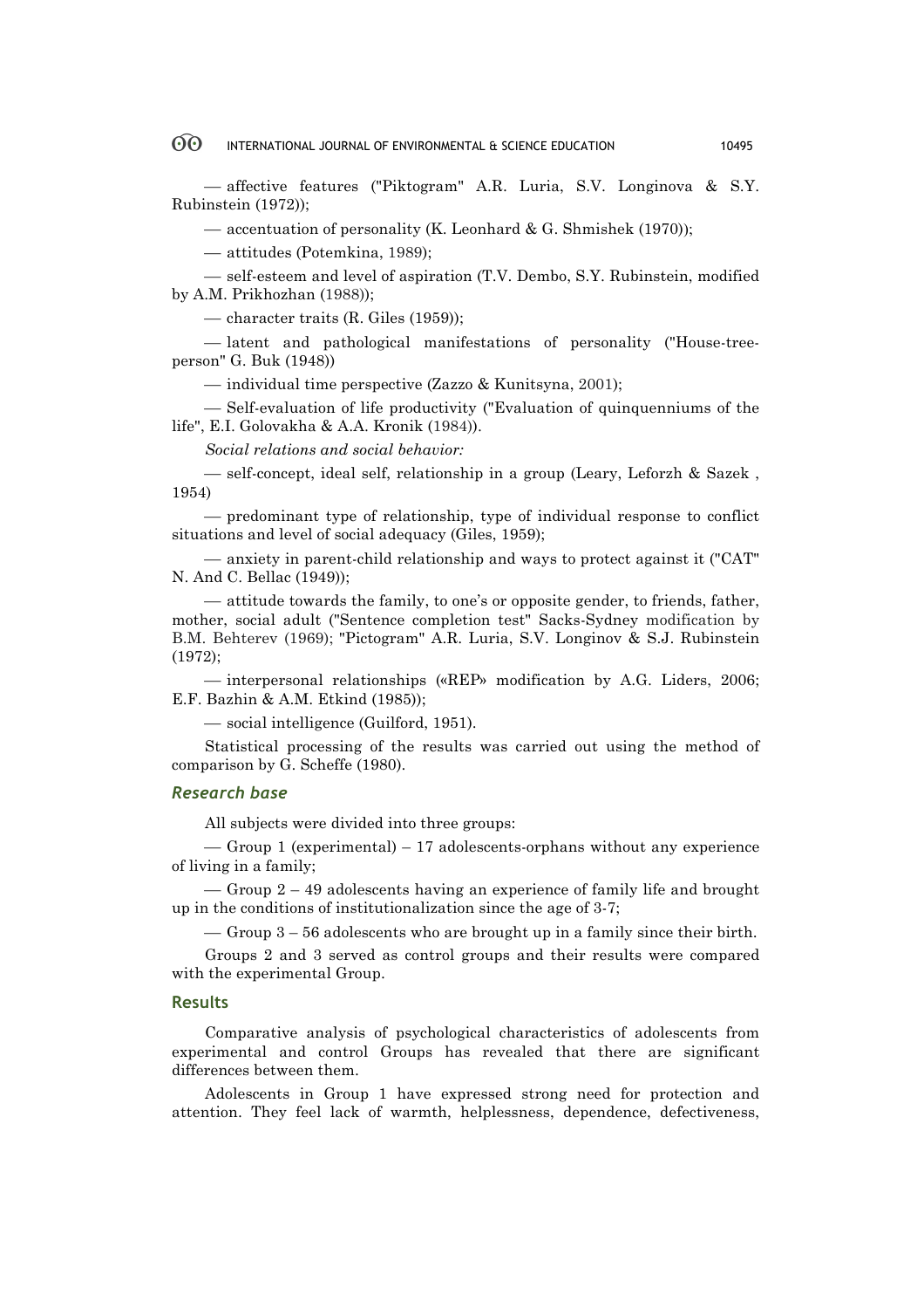— affective features ("Piktogram" A.R. Luria, S.V. Longinova & S.Y. Rubinstein (1972));

— accentuation of personality (K. Leonhard & G. Shmishek (1970));

— attitudes (Potemkina, 1989);

— self-esteem and level of aspiration (T.V. Dembo, S.Y. Rubinstein, modified by A.M. Prikhozhan (1988));

— character traits (R. Giles (1959));

— latent and pathological manifestations of personality ("House-tree-person" G. Buk (1948))

— individual time perspective (Zazzo & Kunitsyna, 2001);

— Self-evaluation of life productivity ("Evaluation of quinquenniums of the life", E.I. Golovakha & A.A. Kronik (1984)).

*Social relations and social behavior:*

— self-concept, ideal self, relationship in a group (Leary, Leforzh & Sazek , 1954)

— predominant type of relationship, type of individual response to conflict situations and level of social adequacy (Giles, 1959);

— anxiety in parent-child relationship and ways to protect against it ("CAT" N. And C. Bellac (1949));

— attitude towards the family, to one's or opposite gender, to friends, father, mother, social adult ("Sentence completion test" Sacks-Sydney modification by B.M. Behterev (1969); "Pictogram" A.R. Luria, S.V. Longinov & S.J. Rubinstein (1972);

— interpersonal relationships («REP» modification by A.G. Liders, 2006; E.F. Bazhin & A.M. Etkind (1985));

— social intelligence (Guilford, 1951).

Statistical processing of the results was carried out using the method of comparison by G. Scheffe (1980).

### Research base

All subjects were divided into three groups:

— Group 1 (experimental) – 17 adolescents-orphans without any experience of living in a family;

— Group 2 – 49 adolescents having an experience of family life and brought up in the conditions of institutionalization since the age of 3-7;

— Group 3 – 56 adolescents who are brought up in a family since their birth.

Groups 2 and 3 served as control groups and their results were compared with the experimental Group.

## Results

Comparative analysis of psychological characteristics of adolescents from experimental and control Groups has revealed that there are significant differences between them.

Adolescents in Group 1 have expressed strong need for protection and attention. They feel lack of warmth, helplessness, dependence, defectiveness,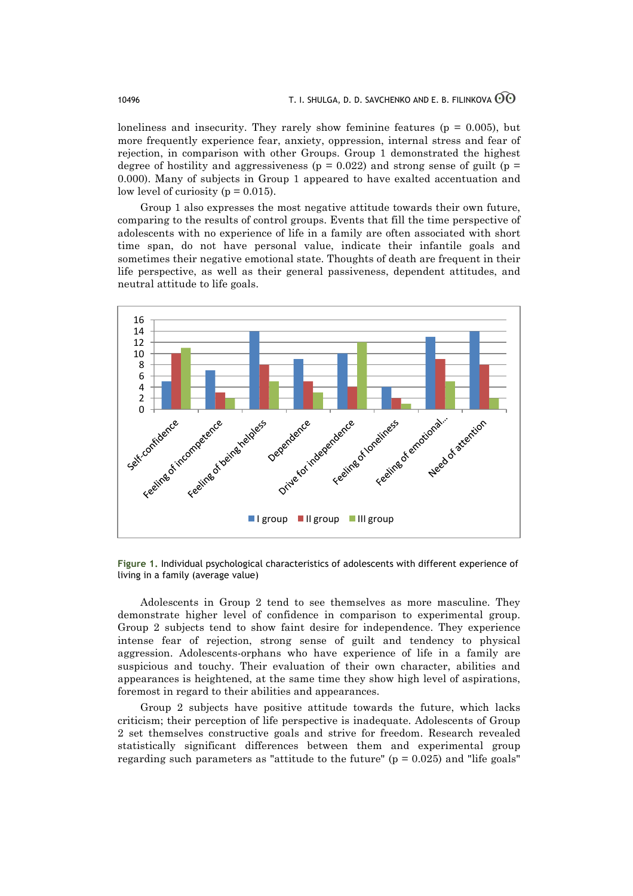loneliness and insecurity. They rarely show feminine features ($p = 0.005$), but more frequently experience fear, anxiety, oppression, internal stress and fear of rejection, in comparison with other Groups. Group 1 demonstrated the highest degree of hostility and aggressiveness ($p = 0.022$) and strong sense of guilt ($p = 0.000$). Many of subjects in Group 1 appeared to have exalted accentuation and low level of curiosity ($p = 0.015$).

Group 1 also expresses the most negative attitude towards their own future, comparing to the results of control groups. Events that fill the time perspective of adolescents with no experience of life in a family are often associated with short time span, do not have personal value, indicate their infantile goals and sometimes their negative emotional state. Thoughts of death are frequent in their life perspective, as well as their general passiveness, dependent attitudes, and neutral attitude to life goals.

**Figure 1.** Individual psychological characteristics of adolescents with different experience of living in a family (average value)

Adolescents in Group 2 tend to see themselves as more masculine. They demonstrate higher level of confidence in comparison to experimental group. Group 2 subjects tend to show faint desire for independence. They experience intense fear of rejection, strong sense of guilt and tendency to physical aggression. Adolescents-orphans who have experience of life in a family are suspicious and touchy. Their evaluation of their own character, abilities and appearances is heightened, at the same time they show high level of aspirations, foremost in regard to their abilities and appearances.

Group 2 subjects have positive attitude towards the future, which lacks criticism; their perception of life perspective is inadequate. Adolescents of Group 2 set themselves constructive goals and strive for freedom. Research revealed statistically significant differences between them and experimental group regarding such parameters as "attitude to the future" ($p = 0.025$) and "life goals"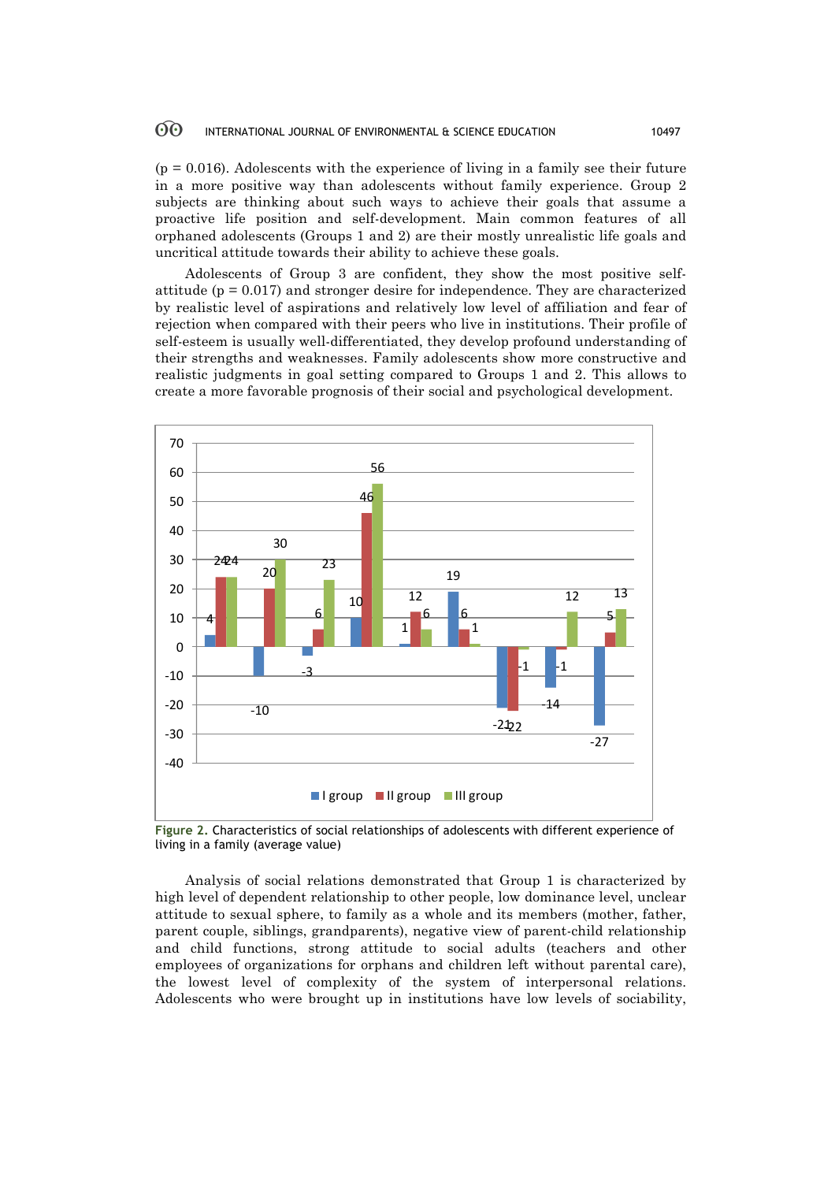(p = 0.016). Adolescents with the experience of living in a family see their future in a more positive way than adolescents without family experience. Group 2 subjects are thinking about such ways to achieve their goals that assume a proactive life position and self-development. Main common features of all orphaned adolescents (Groups 1 and 2) are their mostly unrealistic life goals and uncritical attitude towards their ability to achieve these goals.

Adolescents of Group 3 are confident, they show the most positive self-attitude (p = 0.017) and stronger desire for independence. They are characterized by realistic level of aspirations and relatively low level of affiliation and fear of rejection when compared with their peers who live in institutions. Their profile of self-esteem is usually well-differentiated, they develop profound understanding of their strengths and weaknesses. Family adolescents show more constructive and realistic judgments in goal setting compared to Groups 1 and 2. This allows to create a more favorable prognosis of their social and psychological development.

| I group | II group | III group |
|---|---|---|
| 4 | 24 | 24 |
| -10 | 20 | 30 |
| -3 | 6 | 23 |
| 10 | 46 | 56 |
| 1 | 12 | 6 |
| 19 | 6 | 1 |
| -21 | -22 | -1 |
| -14 | -1 | 12 |
| -27 | 5 | 13 |

Figure 2. Characteristics of social relationships of adolescents with different experience of living in a family (average value)

Analysis of social relations demonstrated that Group 1 is characterized by high level of dependent relationship to other people, low dominance level, unclear attitude to sexual sphere, to family as a whole and its members (mother, father, parent couple, siblings, grandparents), negative view of parent-child relationship and child functions, strong attitude to social adults (teachers and other employees of organizations for orphans and children left without parental care), the lowest level of complexity of the system of interpersonal relations. Adolescents who were brought up in institutions have low levels of sociability,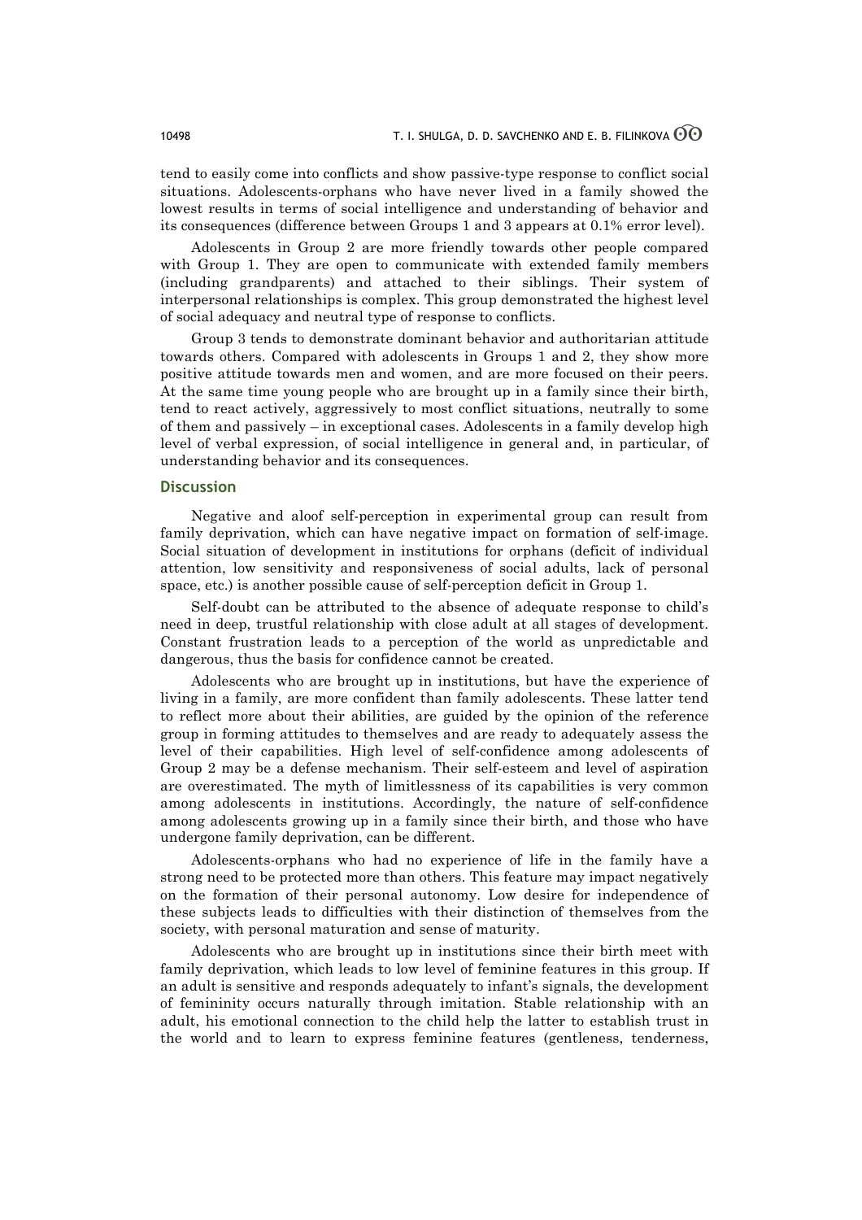tend to easily come into conflicts and show passive-type response to conflict social situations. Adolescents-orphans who have never lived in a family showed the lowest results in terms of social intelligence and understanding of behavior and its consequences (difference between Groups 1 and 3 appears at 0.1% error level).

Adolescents in Group 2 are more friendly towards other people compared with Group 1. They are open to communicate with extended family members (including grandparents) and attached to their siblings. Their system of interpersonal relationships is complex. This group demonstrated the highest level of social adequacy and neutral type of response to conflicts.

Group 3 tends to demonstrate dominant behavior and authoritarian attitude towards others. Compared with adolescents in Groups 1 and 2, they show more positive attitude towards men and women, and are more focused on their peers. At the same time young people who are brought up in a family since their birth, tend to react actively, aggressively to most conflict situations, neutrally to some of them and passively – in exceptional cases. Adolescents in a family develop high level of verbal expression, of social intelligence in general and, in particular, of understanding behavior and its consequences.

## Discussion

Negative and aloof self-perception in experimental group can result from family deprivation, which can have negative impact on formation of self-image. Social situation of development in institutions for orphans (deficit of individual attention, low sensitivity and responsiveness of social adults, lack of personal space, etc.) is another possible cause of self-perception deficit in Group 1.

Self-doubt can be attributed to the absence of adequate response to child's need in deep, trustful relationship with close adult at all stages of development. Constant frustration leads to a perception of the world as unpredictable and dangerous, thus the basis for confidence cannot be created.

Adolescents who are brought up in institutions, but have the experience of living in a family, are more confident than family adolescents. These latter tend to reflect more about their abilities, are guided by the opinion of the reference group in forming attitudes to themselves and are ready to adequately assess the level of their capabilities. High level of self-confidence among adolescents of Group 2 may be a defense mechanism. Their self-esteem and level of aspiration are overestimated. The myth of limitlessness of its capabilities is very common among adolescents in institutions. Accordingly, the nature of self-confidence among adolescents growing up in a family since their birth, and those who have undergone family deprivation, can be different.

Adolescents-orphans who had no experience of life in the family have a strong need to be protected more than others. This feature may impact negatively on the formation of their personal autonomy. Low desire for independence of these subjects leads to difficulties with their distinction of themselves from the society, with personal maturation and sense of maturity.

Adolescents who are brought up in institutions since their birth meet with family deprivation, which leads to low level of feminine features in this group. If an adult is sensitive and responds adequately to infant's signals, the development of femininity occurs naturally through imitation. Stable relationship with an adult, his emotional connection to the child help the latter to establish trust in the world and to learn to express feminine features (gentleness, tenderness,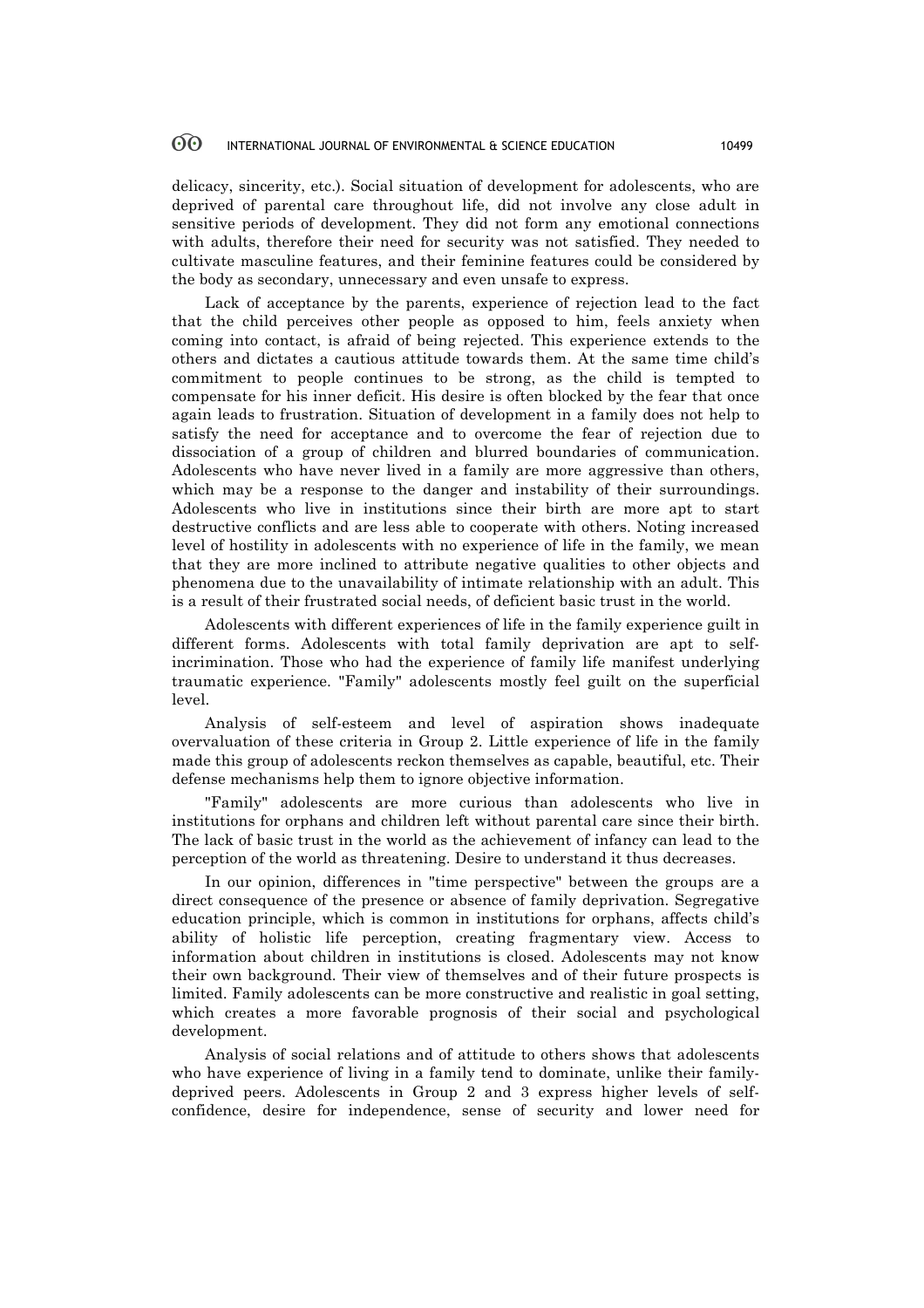delicacy, sincerity, etc.). Social situation of development for adolescents, who are deprived of parental care throughout life, did not involve any close adult in sensitive periods of development. They did not form any emotional connections with adults, therefore their need for security was not satisfied. They needed to cultivate masculine features, and their feminine features could be considered by the body as secondary, unnecessary and even unsafe to express.

Lack of acceptance by the parents, experience of rejection lead to the fact that the child perceives other people as opposed to him, feels anxiety when coming into contact, is afraid of being rejected. This experience extends to the others and dictates a cautious attitude towards them. At the same time child's commitment to people continues to be strong, as the child is tempted to compensate for his inner deficit. His desire is often blocked by the fear that once again leads to frustration. Situation of development in a family does not help to satisfy the need for acceptance and to overcome the fear of rejection due to dissociation of a group of children and blurred boundaries of communication. Adolescents who have never lived in a family are more aggressive than others, which may be a response to the danger and instability of their surroundings. Adolescents who live in institutions since their birth are more apt to start destructive conflicts and are less able to cooperate with others. Noting increased level of hostility in adolescents with no experience of life in the family, we mean that they are more inclined to attribute negative qualities to other objects and phenomena due to the unavailability of intimate relationship with an adult. This is a result of their frustrated social needs, of deficient basic trust in the world.

Adolescents with different experiences of life in the family experience guilt in different forms. Adolescents with total family deprivation are apt to self-incrimination. Those who had the experience of family life manifest underlying traumatic experience. "Family" adolescents mostly feel guilt on the superficial level.

Analysis of self-esteem and level of aspiration shows inadequate overvaluation of these criteria in Group 2. Little experience of life in the family made this group of adolescents reckon themselves as capable, beautiful, etc. Their defense mechanisms help them to ignore objective information.

"Family" adolescents are more curious than adolescents who live in institutions for orphans and children left without parental care since their birth. The lack of basic trust in the world as the achievement of infancy can lead to the perception of the world as threatening. Desire to understand it thus decreases.

In our opinion, differences in "time perspective" between the groups are a direct consequence of the presence or absence of family deprivation. Segregative education principle, which is common in institutions for orphans, affects child's ability of holistic life perception, creating fragmentary view. Access to information about children in institutions is closed. Adolescents may not know their own background. Their view of themselves and of their future prospects is limited. Family adolescents can be more constructive and realistic in goal setting, which creates a more favorable prognosis of their social and psychological development.

Analysis of social relations and of attitude to others shows that adolescents who have experience of living in a family tend to dominate, unlike their family-deprived peers. Adolescents in Group 2 and 3 express higher levels of self-confidence, desire for independence, sense of security and lower need for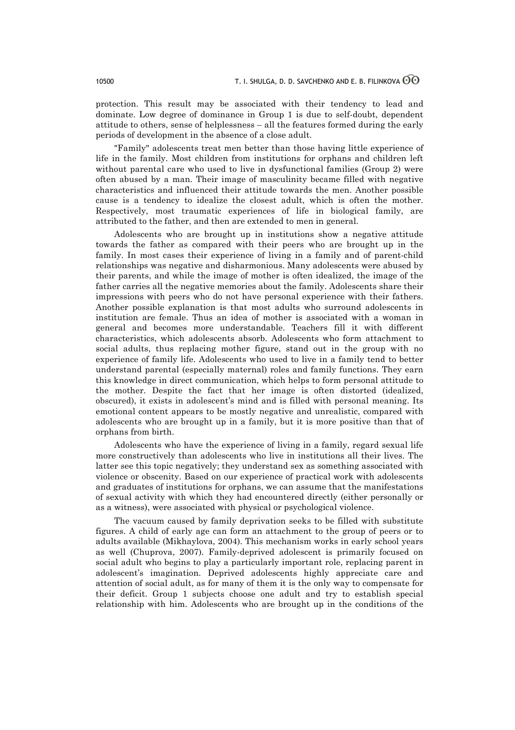protection. This result may be associated with their tendency to lead and dominate. Low degree of dominance in Group 1 is due to self-doubt, dependent attitude to others, sense of helplessness – all the features formed during the early periods of development in the absence of a close adult.

"Family" adolescents treat men better than those having little experience of life in the family. Most children from institutions for orphans and children left without parental care who used to live in dysfunctional families (Group 2) were often abused by a man. Their image of masculinity became filled with negative characteristics and influenced their attitude towards the men. Another possible cause is a tendency to idealize the closest adult, which is often the mother. Respectively, most traumatic experiences of life in biological family, are attributed to the father, and then are extended to men in general.

Adolescents who are brought up in institutions show a negative attitude towards the father as compared with their peers who are brought up in the family. In most cases their experience of living in a family and of parent-child relationships was negative and disharmonious. Many adolescents were abused by their parents, and while the image of mother is often idealized, the image of the father carries all the negative memories about the family. Adolescents share their impressions with peers who do not have personal experience with their fathers. Another possible explanation is that most adults who surround adolescents in institution are female. Thus an idea of mother is associated with a woman in general and becomes more understandable. Teachers fill it with different characteristics, which adolescents absorb. Adolescents who form attachment to social adults, thus replacing mother figure, stand out in the group with no experience of family life. Adolescents who used to live in a family tend to better understand parental (especially maternal) roles and family functions. They earn this knowledge in direct communication, which helps to form personal attitude to the mother. Despite the fact that her image is often distorted (idealized, obscured), it exists in adolescent's mind and is filled with personal meaning. Its emotional content appears to be mostly negative and unrealistic, compared with adolescents who are brought up in a family, but it is more positive than that of orphans from birth.

Adolescents who have the experience of living in a family, regard sexual life more constructively than adolescents who live in institutions all their lives. The latter see this topic negatively; they understand sex as something associated with violence or obscenity. Based on our experience of practical work with adolescents and graduates of institutions for orphans, we can assume that the manifestations of sexual activity with which they had encountered directly (either personally or as a witness), were associated with physical or psychological violence.

The vacuum caused by family deprivation seeks to be filled with substitute figures. A child of early age can form an attachment to the group of peers or to adults available (Mikhaylova, 2004). This mechanism works in early school years as well (Chuprova, 2007). Family-deprived adolescent is primarily focused on social adult who begins to play a particularly important role, replacing parent in adolescent's imagination. Deprived adolescents highly appreciate care and attention of social adult, as for many of them it is the only way to compensate for their deficit. Group 1 subjects choose one adult and try to establish special relationship with him. Adolescents who are brought up in the conditions of the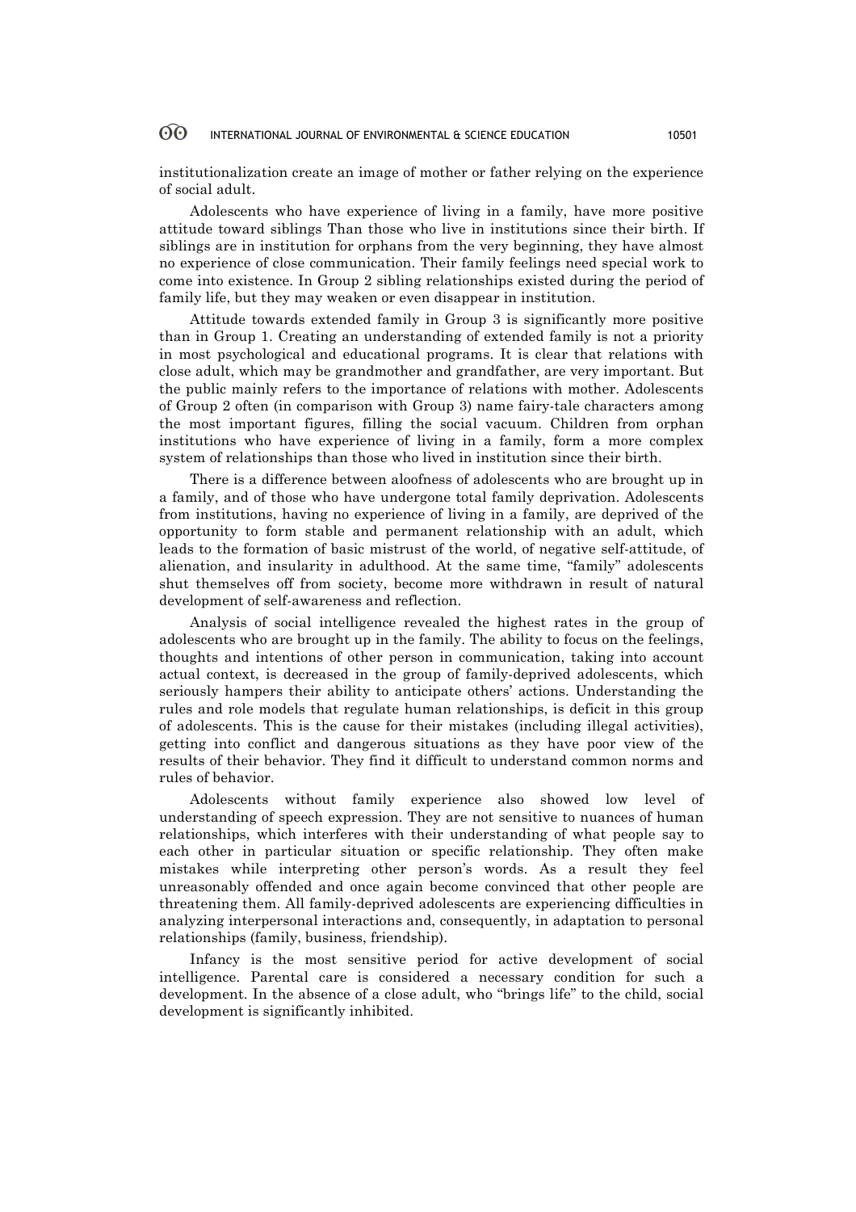institutionalization create an image of mother or father relying on the experience of social adult.

Adolescents who have experience of living in a family, have more positive attitude toward siblings Than those who live in institutions since their birth. If siblings are in institution for orphans from the very beginning, they have almost no experience of close communication. Their family feelings need special work to come into existence. In Group 2 sibling relationships existed during the period of family life, but they may weaken or even disappear in institution.

Attitude towards extended family in Group 3 is significantly more positive than in Group 1. Creating an understanding of extended family is not a priority in most psychological and educational programs. It is clear that relations with close adult, which may be grandmother and grandfather, are very important. But the public mainly refers to the importance of relations with mother. Adolescents of Group 2 often (in comparison with Group 3) name fairy-tale characters among the most important figures, filling the social vacuum. Children from orphan institutions who have experience of living in a family, form a more complex system of relationships than those who lived in institution since their birth.

There is a difference between aloofness of adolescents who are brought up in a family, and of those who have undergone total family deprivation. Adolescents from institutions, having no experience of living in a family, are deprived of the opportunity to form stable and permanent relationship with an adult, which leads to the formation of basic mistrust of the world, of negative self-attitude, of alienation, and insularity in adulthood. At the same time, "family" adolescents shut themselves off from society, become more withdrawn in result of natural development of self-awareness and reflection.

Analysis of social intelligence revealed the highest rates in the group of adolescents who are brought up in the family. The ability to focus on the feelings, thoughts and intentions of other person in communication, taking into account actual context, is decreased in the group of family-deprived adolescents, which seriously hampers their ability to anticipate others' actions. Understanding the rules and role models that regulate human relationships, is deficit in this group of adolescents. This is the cause for their mistakes (including illegal activities), getting into conflict and dangerous situations as they have poor view of the results of their behavior. They find it difficult to understand common norms and rules of behavior.

Adolescents without family experience also showed low level of understanding of speech expression. They are not sensitive to nuances of human relationships, which interferes with their understanding of what people say to each other in particular situation or specific relationship. They often make mistakes while interpreting other person's words. As a result they feel unreasonably offended and once again become convinced that other people are threatening them. All family-deprived adolescents are experiencing difficulties in analyzing interpersonal interactions and, consequently, in adaptation to personal relationships (family, business, friendship).

Infancy is the most sensitive period for active development of social intelligence. Parental care is considered a necessary condition for such a development. In the absence of a close adult, who "brings life" to the child, social development is significantly inhibited.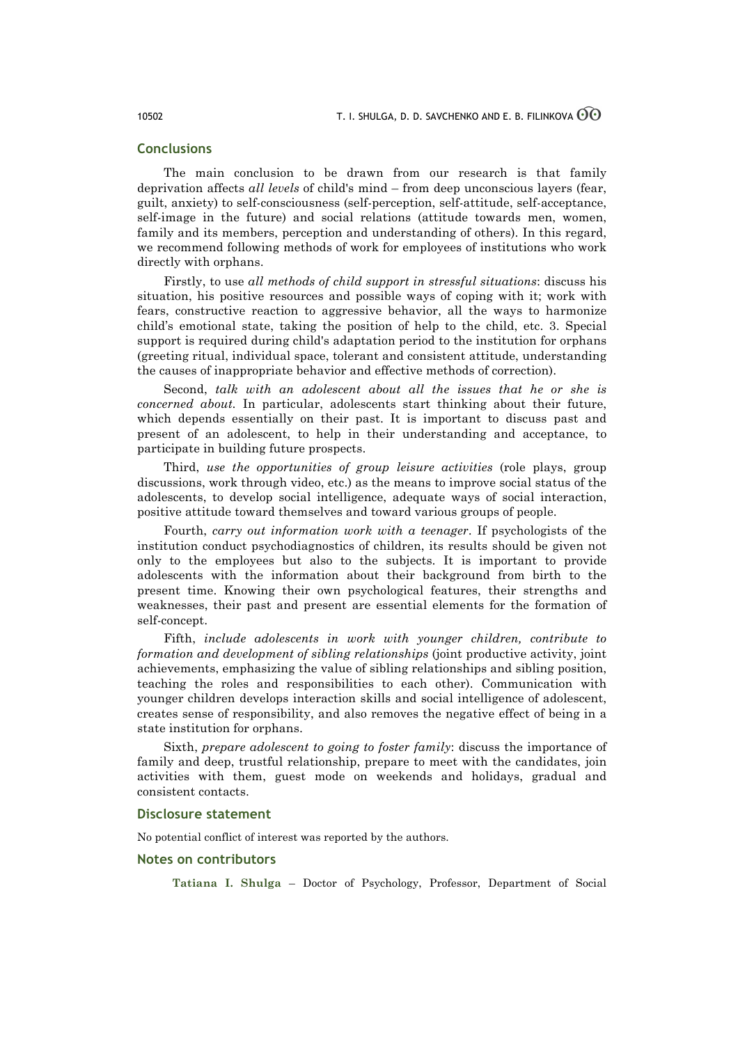## Conclusions

The main conclusion to be drawn from our research is that family deprivation affects *all levels* of child's mind – from deep unconscious layers (fear, guilt, anxiety) to self-consciousness (self-perception, self-attitude, self-acceptance, self-image in the future) and social relations (attitude towards men, women, family and its members, perception and understanding of others). In this regard, we recommend following methods of work for employees of institutions who work directly with orphans.

Firstly, to use *all methods of child support in stressful situations*: discuss his situation, his positive resources and possible ways of coping with it; work with fears, constructive reaction to aggressive behavior, all the ways to harmonize child's emotional state, taking the position of help to the child, etc. 3. Special support is required during child's adaptation period to the institution for orphans (greeting ritual, individual space, tolerant and consistent attitude, understanding the causes of inappropriate behavior and effective methods of correction).

Second, *talk with an adolescent about all the issues that he or she is concerned about.* In particular, adolescents start thinking about their future, which depends essentially on their past. It is important to discuss past and present of an adolescent, to help in their understanding and acceptance, to participate in building future prospects.

Third, *use the opportunities of group leisure activities* (role plays, group discussions, work through video, etc.) as the means to improve social status of the adolescents, to develop social intelligence, adequate ways of social interaction, positive attitude toward themselves and toward various groups of people.

Fourth, *carry out information work with a teenager*. If psychologists of the institution conduct psychodiagnostics of children, its results should be given not only to the employees but also to the subjects. It is important to provide adolescents with the information about their background from birth to the present time. Knowing their own psychological features, their strengths and weaknesses, their past and present are essential elements for the formation of self-concept.

Fifth, *include adolescents in work with younger children, contribute to formation and development of sibling relationships* (joint productive activity, joint achievements, emphasizing the value of sibling relationships and sibling position, teaching the roles and responsibilities to each other). Communication with younger children develops interaction skills and social intelligence of adolescent, creates sense of responsibility, and also removes the negative effect of being in a state institution for orphans.

Sixth, *prepare adolescent to going to foster family*: discuss the importance of family and deep, trustful relationship, prepare to meet with the candidates, join activities with them, guest mode on weekends and holidays, gradual and consistent contacts.

## Disclosure statement

No potential conflict of interest was reported by the authors.

## Notes on contributors

**Tatiana I. Shulga** – Doctor of Psychology, Professor, Department of Social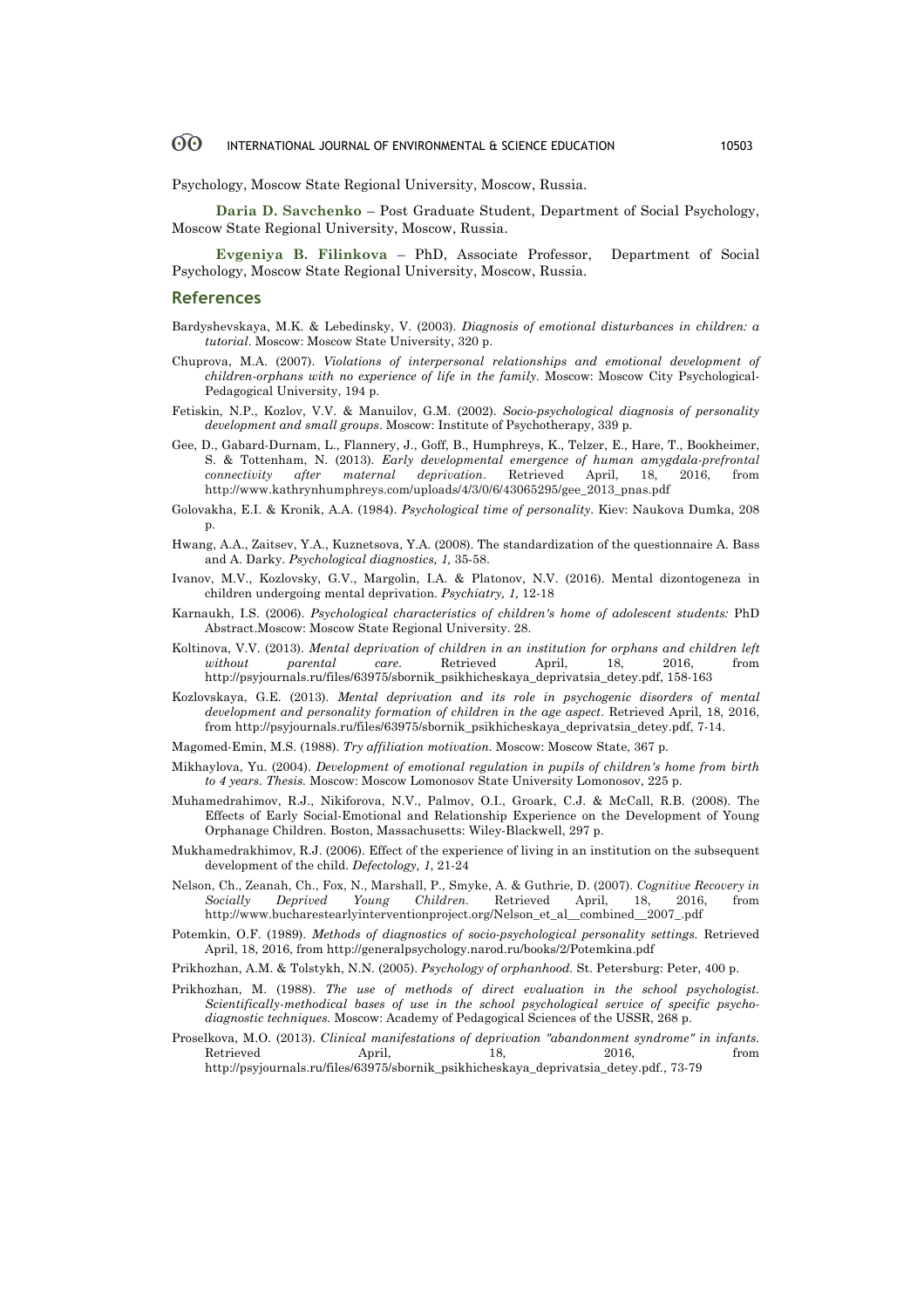Psychology, Moscow State Regional University, Moscow, Russia.

**Daria D. Savchenko** – Post Graduate Student, Department of Social Psychology, Moscow State Regional University, Moscow, Russia.

**Evgeniya B. Filinkova** – PhD, Associate Professor, Department of Social Psychology, Moscow State Regional University, Moscow, Russia.

## References

Bardyshevskaya, M.K. & Lebedinsky, V. (2003). *Diagnosis of emotional disturbances in children: a tutorial*. Moscow: Moscow State University, 320 p.

Chuprova, M.A. (2007). *Violations of interpersonal relationships and emotional development of children-orphans with no experience of life in the family.* Moscow: Moscow City Psychological-Pedagogical University, 194 p.

Fetiskin, N.P., Kozlov, V.V. & Manuilov, G.M. (2002). *Socio-psychological diagnosis of personality development and small groups*. Moscow: Institute of Psychotherapy, 339 p.

Gee, D., Gabard-Durnam, L., Flannery, J., Goff, B., Humphreys, K., Telzer, E., Hare, T., Bookheimer, S. & Tottenham, N. (2013). *Early developmental emergence of human amygdala-prefrontal connectivity after maternal deprivation*. Retrieved April, 18, 2016, from http://www.kathrynhumphreys.com/uploads/4/3/0/6/43065295/gee_2013_pnas.pdf

Golovakha, E.I. & Kronik, A.A. (1984). *Psychological time of personality*. Kiev: Naukova Dumka, 208 p.

Hwang, A.A., Zaitsev, Y.A., Kuznetsova, Y.A. (2008). The standardization of the questionnaire A. Bass and A. Darky. *Psychological diagnostics, 1,* 35-58.

Ivanov, M.V., Kozlovsky, G.V., Margolin, I.A. & Platonov, N.V. (2016). Mental dizontogeneza in children undergoing mental deprivation. *Psychiatry, 1,* 12-18

Karnaukh, I.S. (2006). *Psychological characteristics of children's home of adolescent students:* PhD Abstract.Moscow: Moscow State Regional University. 28.

Koltinova, V.V. (2013). *Mental deprivation of children in an institution for orphans and children left without parental care.* Retrieved April, 18, 2016, from http://psyjournals.ru/files/63975/sbornik_psikhicheskaya_deprivatsia_detey.pdf, 158-163

Kozlovskaya, G.E. (2013). *Mental deprivation and its role in psychogenic disorders of mental development and personality formation of children in the age aspect*. Retrieved April, 18, 2016, from http://psyjournals.ru/files/63975/sbornik_psikhicheskaya_deprivatsia_detey.pdf, 7-14.

Magomed-Emin, M.S. (1988). *Try affiliation motivation.* Moscow: Moscow State, 367 p.

Mikhaylova, Yu. (2004). *Development of emotional regulation in pupils of children's home from birth to 4 years. Thesis.* Moscow: Moscow Lomonosov State University Lomonosov, 225 p.

Muhamedrahimov, R.J., Nikiforova, N.V., Palmov, O.I., Groark, C.J. & McCall, R.B. (2008). The Effects of Early Social-Emotional and Relationship Experience on the Development of Young Orphanage Children. Boston, Massachusetts: Wiley-Blackwell, 297 p.

Mukhamedrakhimov, R.J. (2006). Effect of the experience of living in an institution on the subsequent development of the child. *Defectology, 1*, 21-24

Nelson, Ch., Zeanah, Ch., Fox, N., Marshall, P., Smyke, A. & Guthrie, D. (2007). *Cognitive Recovery in Socially Deprived Young Children.* Retrieved April, 18, 2016, from http://www.bucharestearlyinterventionproject.org/Nelson_et_al__combined__2007_.pdf

Potemkin, O.F. (1989). *Methods of diagnostics of socio-psychological personality settings.* Retrieved April, 18, 2016, from http://generalpsychology.narod.ru/books/2/Potemkina.pdf

Prikhozhan, A.M. & Tolstykh, N.N. (2005). *Psychology of orphanhood.* St. Petersburg: Peter, 400 p.

Prikhozhan, M. (1988). *The use of methods of direct evaluation in the school psychologist. Scientifically-methodical bases of use in the school psychological service of specific psycho-diagnostic techniques.* Moscow: Academy of Pedagogical Sciences of the USSR, 268 p.

Proselkova, M.O. (2013). *Clinical manifestations of deprivation "abandonment syndrome" in infants*. Retrieved April, 18, 2016, from http://psyjournals.ru/files/63975/sbornik_psikhicheskaya_deprivatsia_detey.pdf., 73-79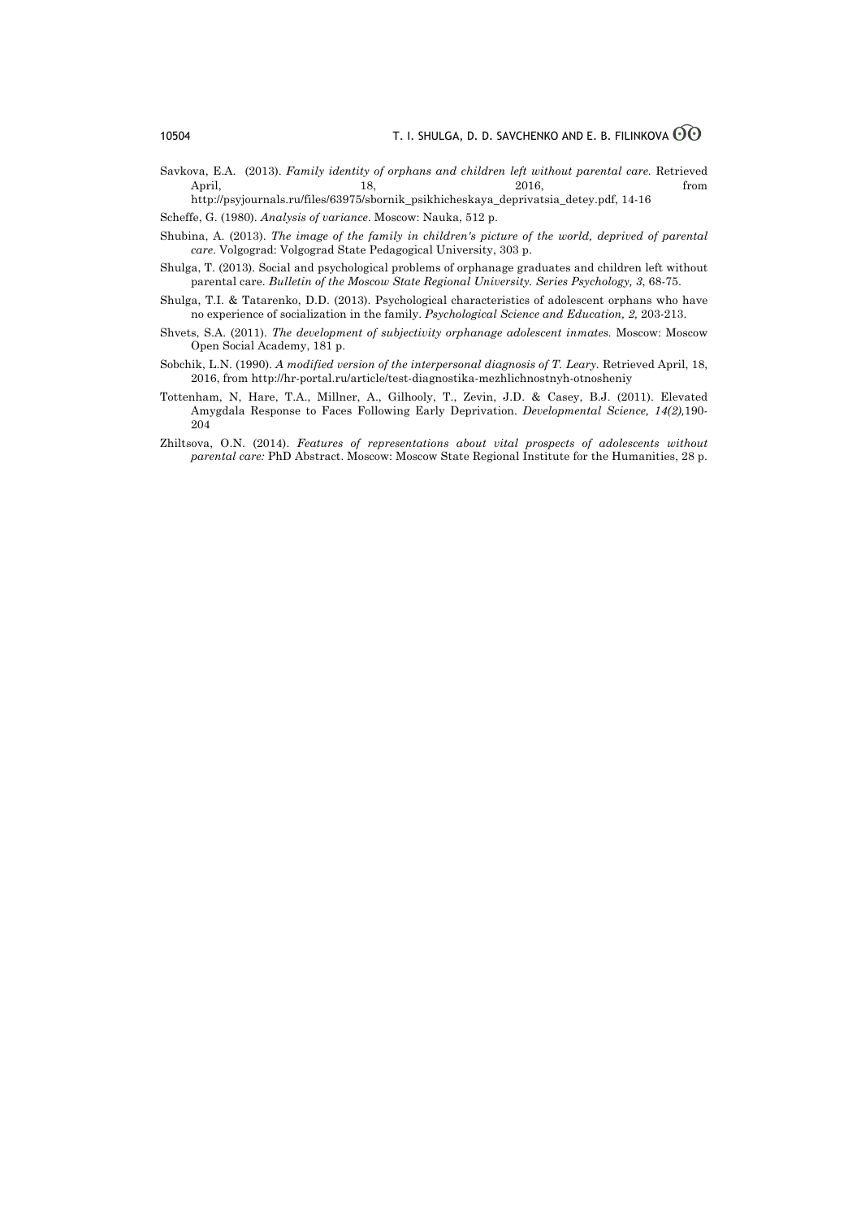Savkova, E.A. (2013). *Family identity of orphans and children left without parental care.* Retrieved April, 18, 2016, from http://psyjournals.ru/files/63975/sbornik_psikhicheskaya_deprivatsia_detey.pdf, 14-16

Scheffe, G. (1980). *Analysis of variance*. Moscow: Nauka, 512 p.

Shubina, A. (2013). *The image of the family in children's picture of the world, deprived of parental care.* Volgograd: Volgograd State Pedagogical University, 303 p.

Shulga, T. (2013). Social and psychological problems of orphanage graduates and children left without parental care. *Bulletin of the Moscow State Regional University. Series Psychology, 3*, 68-75.

Shulga, T.I. & Tatarenko, D.D. (2013). Psychological characteristics of adolescent orphans who have no experience of socialization in the family. *Psychological Science and Education, 2,* 203-213.

Shvets, S.A. (2011). *The development of subjectivity orphanage adolescent inmates.* Moscow: Moscow Open Social Academy, 181 p.

Sobchik, L.N. (1990). *A modified version of the interpersonal diagnosis of T. Leary.* Retrieved April, 18, 2016, from http://hr-portal.ru/article/test-diagnostika-mezhlichnostnyh-otnosheniy

Tottenham, N, Hare, T.A., Millner, A., Gilhooly, T., Zevin, J.D. & Casey, B.J. (2011). Elevated Amygdala Response to Faces Following Early Deprivation. *Developmental Science, 14(2),*190-204

Zhiltsova, O.N. (2014). *Features of representations about vital prospects of adolescents without parental care:* PhD Abstract. Moscow: Moscow State Regional Institute for the Humanities, 28 p.